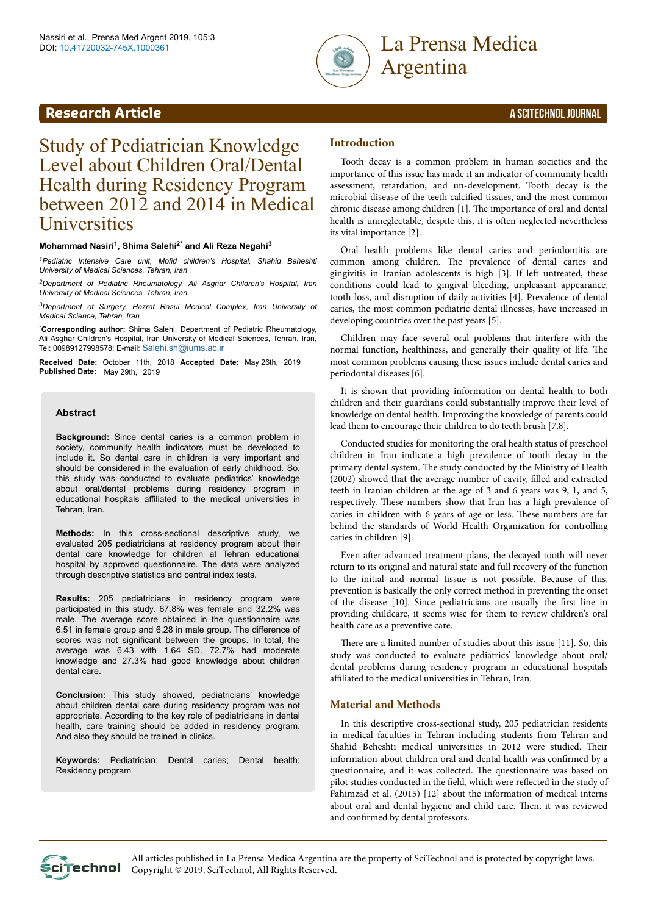Research Article

# Study of Pediatrician Knowledge Level about Children Oral/Dental Health during Residency Program between 2012 and 2014 in Medical Universities

**Mohammad Nasiri[1], Shima Salehi[2*] and Ali Reza Negahi[3]**

[1]Pediatric Intensive Care unit, Mofid children's Hospital, Shahid Beheshti University of Medical Sciences, Tehran, Iran

[2]Department of Pediatric Rheumatology, Ali Asghar Children's Hospital, Iran University of Medical Sciences, Tehran, Iran

[3]Department of Surgery, Hazrat Rasul Medical Complex, Iran University of Medical Science, Tehran, Iran

*Corresponding author: Shima Salehi, Department of Pediatric Rheumatology, Ali Asghar Children's Hospital, Iran University of Medical Sciences, Tehran, Iran, Tel: 00989127998578; E-mail: Salehi.sh@iums.ac.ir

**Received Date:** October 11th, 2018 **Accepted Date:** May 26th, 2019 **Published Date:** May 29th, 2019

## Abstract

**Background:** Since dental caries is a common problem in society, community health indicators must be developed to include it. So dental care in children is very important and should be considered in the evaluation of early childhood. So, this study was conducted to evaluate pediatrics' knowledge about oral/dental problems during residency program in educational hospitals affiliated to the medical universities in Tehran, Iran.

**Methods:** In this cross-sectional descriptive study, we evaluated 205 pediatricians at residency program about their dental care knowledge for children at Tehran educational hospital by approved questionnaire. The data were analyzed through descriptive statistics and central index tests.

**Results:** 205 pediatricians in residency program were participated in this study. 67.8% was female and 32.2% was male. The average score obtained in the questionnaire was 6.51 in female group and 6.28 in male group. The difference of scores was not significant between the groups. In total, the average was 6.43 with 1.64 SD. 72.7% had moderate knowledge and 27.3% had good knowledge about children dental care.

**Conclusion:** This study showed, pediatricians' knowledge about children dental care during residency program was not appropriate. According to the key role of pediatricians in dental health, care training should be added in residency program. And also they should be trained in clinics.

**Keywords:** Pediatrician; Dental caries; Dental health; Residency program

## Introduction

Tooth decay is a common problem in human societies and the importance of this issue has made it an indicator of community health assessment, retardation, and un-development. Tooth decay is the microbial disease of the teeth calcified tissues, and the most common chronic disease among children [1]. The importance of oral and dental health is unneglectable, despite this, it is often neglected nevertheless its vital importance [2].

Oral health problems like dental caries and periodontitis are common among children. The prevalence of dental caries and gingivitis in Iranian adolescents is high [3]. If left untreated, these conditions could lead to gingival bleeding, unpleasant appearance, tooth loss, and disruption of daily activities [4]. Prevalence of dental caries, the most common pediatric dental illnesses, have increased in developing countries over the past years [5].

Children may face several oral problems that interfere with the normal function, healthiness, and generally their quality of life. The most common problems causing these issues include dental caries and periodontal diseases [6].

It is shown that providing information on dental health to both children and their guardians could substantially improve their level of knowledge on dental health. Improving the knowledge of parents could lead them to encourage their children to do teeth brush [7,8].

Conducted studies for monitoring the oral health status of preschool children in Iran indicate a high prevalence of tooth decay in the primary dental system. The study conducted by the Ministry of Health (2002) showed that the average number of cavity, filled and extracted teeth in Iranian children at the age of 3 and 6 years was 9, 1, and 5, respectively. These numbers show that Iran has a high prevalence of caries in children with 6 years of age or less. These numbers are far behind the standards of World Health Organization for controlling caries in children [9].

Even after advanced treatment plans, the decayed tooth will never return to its original and natural state and full recovery of the function to the initial and normal tissue is not possible. Because of this, prevention is basically the only correct method in preventing the onset of the disease [10]. Since pediatricians are usually the first line in providing childcare, it seems wise for them to review children's oral health care as a preventive care.

There are a limited number of studies about this issue [11]. So, this study was conducted to evaluate pediatrics' knowledge about oral/dental problems during residency program in educational hospitals affiliated to the medical universities in Tehran, Iran.

## Material and Methods

In this descriptive cross-sectional study, 205 pediatrician residents in medical faculties in Tehran including students from Tehran and Shahid Beheshti medical universities in 2012 were studied. Their information about children oral and dental health was confirmed by a questionnaire, and it was collected. The questionnaire was based on pilot studies conducted in the field, which were reflected in the study of Fahimzad et al. (2015) [12] about the information of medical interns about oral and dental hygiene and child care. Then, it was reviewed and confirmed by dental professors.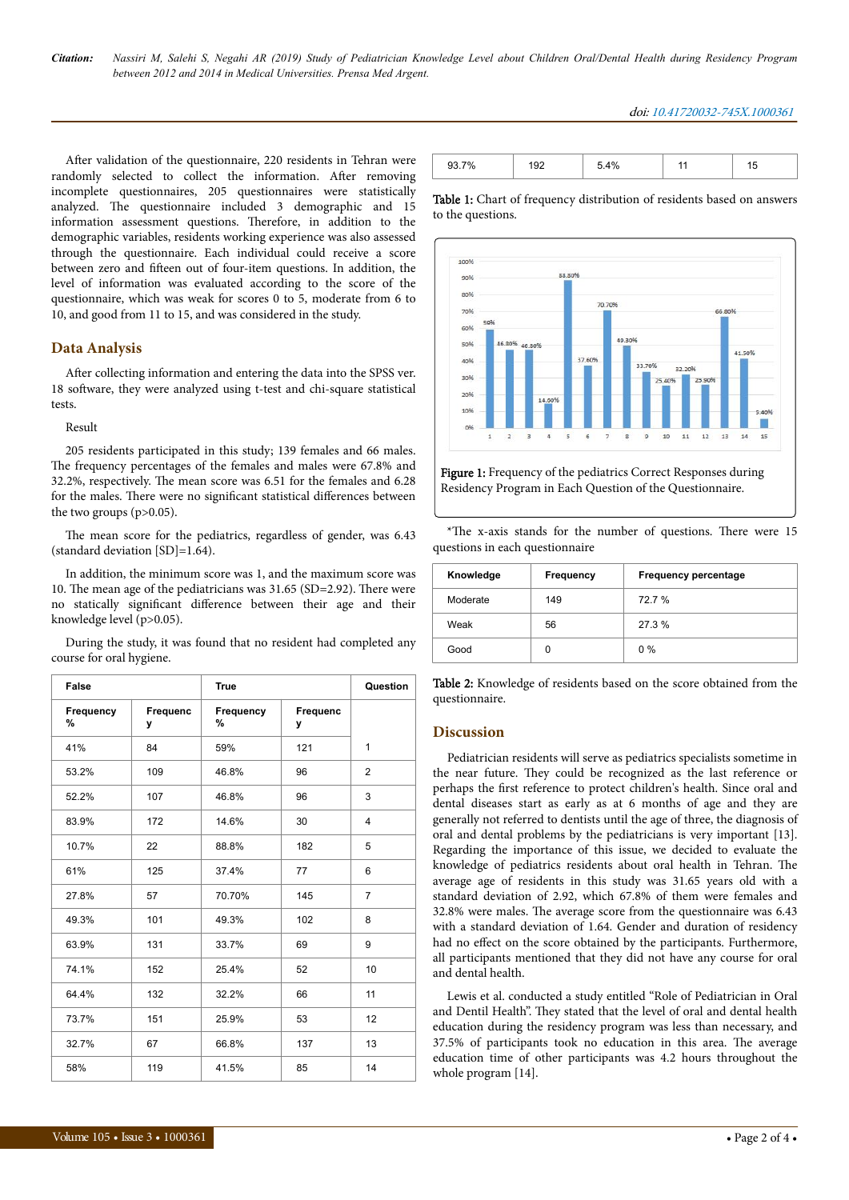After validation of the questionnaire, 220 residents in Tehran were randomly selected to collect the information. After removing incomplete questionnaires, 205 questionnaires were statistically analyzed. The questionnaire included 3 demographic and 15 information assessment questions. Therefore, in addition to the demographic variables, residents working experience was also assessed through the questionnaire. Each individual could receive a score between zero and fifteen out of four-item questions. In addition, the level of information was evaluated according to the score of the questionnaire, which was weak for scores 0 to 5, moderate from 6 to 10, and good from 11 to 15, and was considered in the study.

## Data Analysis

After collecting information and entering the data into the SPSS ver. 18 software, they were analyzed using t-test and chi-square statistical tests.

Result

205 residents participated in this study; 139 females and 66 males. The frequency percentages of the females and males were 67.8% and 32.2%, respectively. The mean score was 6.51 for the females and 6.28 for the males. There were no significant statistical differences between the two groups ($p>0.05$).

The mean score for the pediatrics, regardless of gender, was 6.43 (standard deviation [SD]=1.64).

In addition, the minimum score was 1, and the maximum score was 10. The mean age of the pediatricians was 31.65 (SD=2.92). There were no statically significant difference between their age and their knowledge level ($p>0.05$).

During the study, it was found that no resident had completed any course for oral hygiene.

| False | | True | | Question |
|---|---|---|---|---|
| Frequency % | Frequency | Frequency % | Frequency | |
| 41% | 84 | 59% | 121 | 1 |
| 53.2% | 109 | 46.8% | 96 | 2 |
| 52.2% | 107 | 46.8% | 96 | 3 |
| 83.9% | 172 | 14.6% | 30 | 4 |
| 10.7% | 22 | 88.8% | 182 | 5 |
| 61% | 125 | 37.4% | 77 | 6 |
| 27.8% | 57 | 70.70% | 145 | 7 |
| 49.3% | 101 | 49.3% | 102 | 8 |
| 63.9% | 131 | 33.7% | 69 | 9 |
| 74.1% | 152 | 25.4% | 52 | 10 |
| 64.4% | 132 | 32.2% | 66 | 11 |
| 73.7% | 151 | 25.9% | 53 | 12 |
| 32.7% | 67 | 66.8% | 137 | 13 |
| 58% | 119 | 41.5% | 85 | 14 |
| 93.7% | 192 | 5.4% | 11 | 15 |

Table 1: Chart of frequency distribution of residents based on answers to the questions.

Figure 1: Frequency of the pediatrics Correct Responses during Residency Program in Each Question of the Questionnaire.

*The x-axis stands for the number of questions. There were 15 questions in each questionnaire

| Knowledge | Frequency | Frequency percentage |
|---|---|---|
| Moderate | 149 | 72.7 % |
| Weak | 56 | 27.3 % |
| Good | 0 | 0 % |

Table 2: Knowledge of residents based on the score obtained from the questionnaire.

## Discussion

Pediatrician residents will serve as pediatrics specialists sometime in the near future. They could be recognized as the last reference or perhaps the first reference to protect children's health. Since oral and dental diseases start as early as at 6 months of age and they are generally not referred to dentists until the age of three, the diagnosis of oral and dental problems by the pediatricians is very important [13]. Regarding the importance of this issue, we decided to evaluate the knowledge of pediatrics residents about oral health in Tehran. The average age of residents in this study was 31.65 years old with a standard deviation of 2.92, which 67.8% of them were females and 32.8% were males. The average score from the questionnaire was 6.43 with a standard deviation of 1.64. Gender and duration of residency had no effect on the score obtained by the participants. Furthermore, all participants mentioned that they did not have any course for oral and dental health.

Lewis et al. conducted a study entitled "Role of Pediatrician in Oral and Dentil Health". They stated that the level of oral and dental health education during the residency program was less than necessary, and 37.5% of participants took no education in this area. The average education time of other participants was 4.2 hours throughout the whole program [14].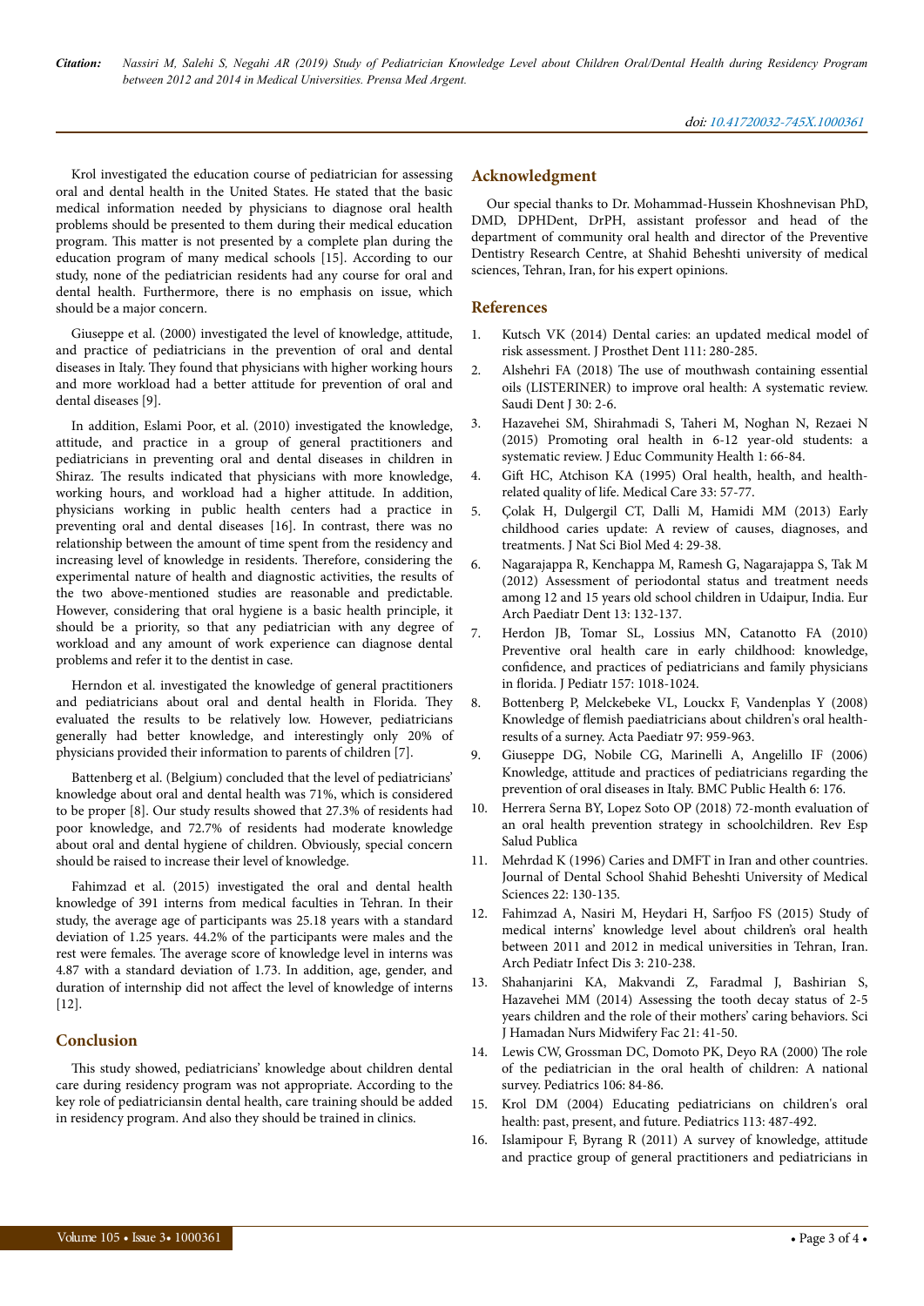Krol investigated the education course of pediatrician for assessing oral and dental health in the United States. He stated that the basic medical information needed by physicians to diagnose oral health problems should be presented to them during their medical education program. This matter is not presented by a complete plan during the education program of many medical schools [15]. According to our study, none of the pediatrician residents had any course for oral and dental health. Furthermore, there is no emphasis on issue, which should be a major concern.

Giuseppe et al. (2000) investigated the level of knowledge, attitude, and practice of pediatricians in the prevention of oral and dental diseases in Italy. They found that physicians with higher working hours and more workload had a better attitude for prevention of oral and dental diseases [9].

In addition, Eslami Poor, et al. (2010) investigated the knowledge, attitude, and practice in a group of general practitioners and pediatricians in preventing oral and dental diseases in children in Shiraz. The results indicated that physicians with more knowledge, working hours, and workload had a higher attitude. In addition, physicians working in public health centers had a practice in preventing oral and dental diseases [16]. In contrast, there was no relationship between the amount of time spent from the residency and increasing level of knowledge in residents. Therefore, considering the experimental nature of health and diagnostic activities, the results of the two above-mentioned studies are reasonable and predictable. However, considering that oral hygiene is a basic health principle, it should be a priority, so that any pediatrician with any degree of workload and any amount of work experience can diagnose dental problems and refer it to the dentist in case.

Herndon et al. investigated the knowledge of general practitioners and pediatricians about oral and dental health in Florida. They evaluated the results to be relatively low. However, pediatricians generally had better knowledge, and interestingly only 20% of physicians provided their information to parents of children [7].

Battenberg et al. (Belgium) concluded that the level of pediatricians' knowledge about oral and dental health was 71%, which is considered to be proper [8]. Our study results showed that 27.3% of residents had poor knowledge, and 72.7% of residents had moderate knowledge about oral and dental hygiene of children. Obviously, special concern should be raised to increase their level of knowledge.

Fahimzad et al. (2015) investigated the oral and dental health knowledge of 391 interns from medical faculties in Tehran. In their study, the average age of participants was 25.18 years with a standard deviation of 1.25 years. 44.2% of the participants were males and the rest were females. The average score of knowledge level in interns was 4.87 with a standard deviation of 1.73. In addition, age, gender, and duration of internship did not affect the level of knowledge of interns [12].

## Conclusion

This study showed, pediatricians' knowledge about children dental care during residency program was not appropriate. According to the key role of pediatriciansin dental health, care training should be added in residency program. And also they should be trained in clinics.

## Acknowledgment

Our special thanks to Dr. Mohammad-Hussein Khoshnevisan PhD, DMD, DPHDent, DrPH, assistant professor and head of the department of community oral health and director of the Preventive Dentistry Research Centre, at Shahid Beheshti university of medical sciences, Tehran, Iran, for his expert opinions.

## References

1. Kutsch VK (2014) Dental caries: an updated medical model of risk assessment. J Prosthet Dent 111: 280-285.
2. Alshehri FA (2018) The use of mouthwash containing essential oils (LISTERINER) to improve oral health: A systematic review. Saudi Dent J 30: 2-6.
3. Hazavehei SM, Shirahmadi S, Taheri M, Noghan N, Rezaei N (2015) Promoting oral health in 6-12 year-old students: a systematic review. J Educ Community Health 1: 66-84.
4. Gift HC, Atchison KA (1995) Oral health, health, and health-related quality of life. Medical Care 33: 57-77.
5. Çolak H, Dulgergil CT, Dalli M, Hamidi MM (2013) Early childhood caries update: A review of causes, diagnoses, and treatments. J Nat Sci Biol Med 4: 29-38.
6. Nagarajappa R, Kenchappa M, Ramesh G, Nagarajappa S, Tak M (2012) Assessment of periodontal status and treatment needs among 12 and 15 years old school children in Udaipur, India. Eur Arch Paediatr Dent 13: 132-137.
7. Herdon JB, Tomar SL, Lossius MN, Catanotto FA (2010) Preventive oral health care in early childhood: knowledge, confidence, and practices of pediatricians and family physicians in florida. J Pediatr 157: 1018-1024.
8. Bottenberg P, Melckebeke VL, Louckx F, Vandenplas Y (2008) Knowledge of flemish paediatricians about children's oral health-results of a surney. Acta Paediatr 97: 959-963.
9. Giuseppe DG, Nobile CG, Marinelli A, Angelillo IF (2006) Knowledge, attitude and practices of pediatricians regarding the prevention of oral diseases in Italy. BMC Public Health 6: 176.
10. Herrera Serna BY, Lopez Soto OP (2018) 72-month evaluation of an oral health prevention strategy in schoolchildren. Rev Esp Salud Publica
11. Mehrdad K (1996) Caries and DMFT in Iran and other countries. Journal of Dental School Shahid Beheshti University of Medical Sciences 22: 130-135.
12. Fahimzad A, Nasiri M, Heydari H, Sarfjoo FS (2015) Study of medical interns' knowledge level about children's oral health between 2011 and 2012 in medical universities in Tehran, Iran. Arch Pediatr Infect Dis 3: 210-238.
13. Shahanjarini KA, Makvandi Z, Faradmal J, Bashirian S, Hazavehei MM (2014) Assessing the tooth decay status of 2-5 years children and the role of their mothers' caring behaviors. Sci J Hamadan Nurs Midwifery Fac 21: 41-50.
14. Lewis CW, Grossman DC, Domoto PK, Deyo RA (2000) The role of the pediatrician in the oral health of children: A national survey. Pediatrics 106: 84-86.
15. Krol DM (2004) Educating pediatricians on children's oral health: past, present, and future. Pediatrics 113: 487-492.
16. Islamipour F, Byrang R (2011) A survey of knowledge, attitude and practice group of general practitioners and pediatricians in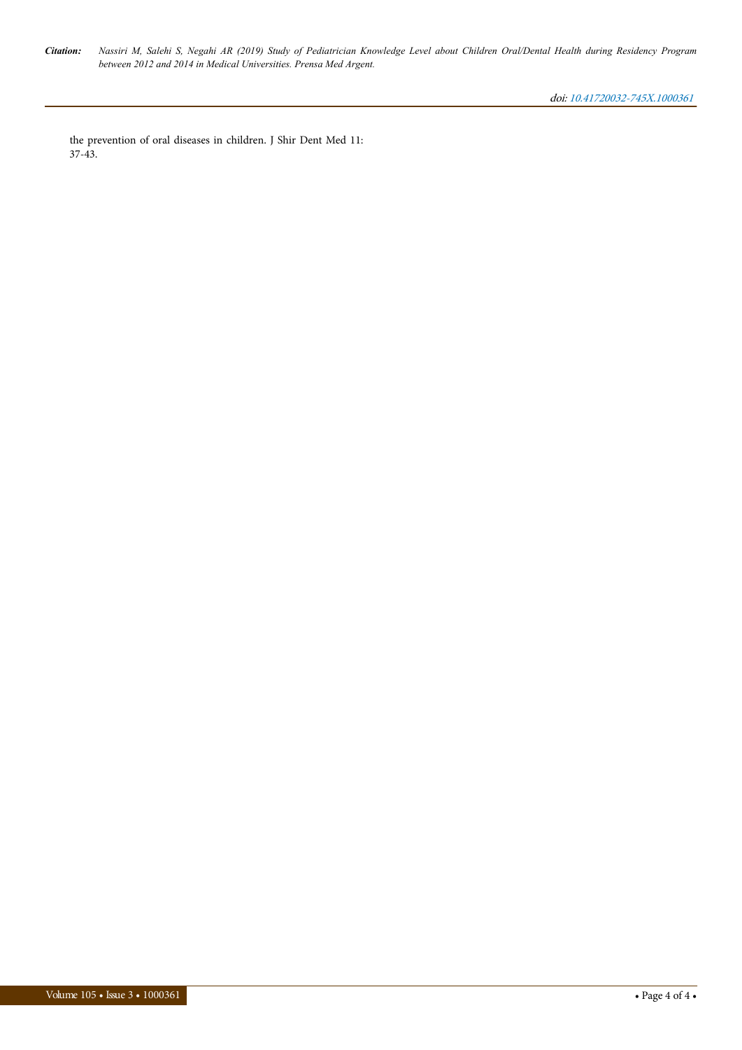the prevention of oral diseases in children. J Shir Dent Med 11: 37-43.